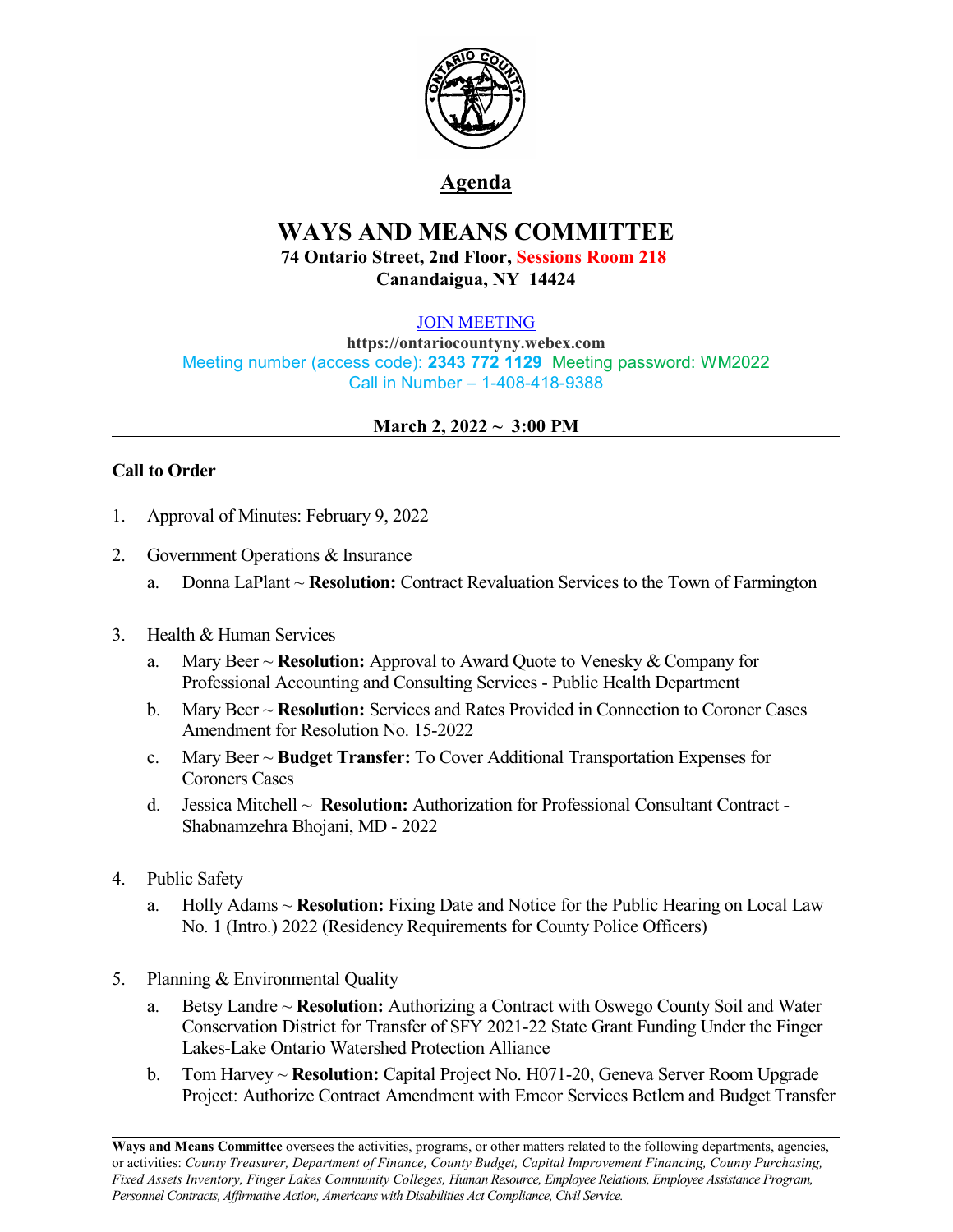# Agenda

## WAYS AND MEANS COMMITTEE

**74 Ontario Street, 2nd Floor, Sessions Room 218**
**Canandaigua, NY 14424**

JOIN MEETING
**https://ontariocountyny.webex.com**
Meeting number (access code): **2343 772 1129** Meeting password: WM2022
Call in Number – 1-408-418-9388

**March 2, 2022 ~ 3:00 PM**

---

**Call to Order**

1. Approval of Minutes: February 9, 2022

2. Government Operations & Insurance
   a. Donna LaPlant ~ **Resolution:** Contract Revaluation Services to the Town of Farmington

3. Health & Human Services
   a. Mary Beer ~ **Resolution:** Approval to Award Quote to Venesky & Company for Professional Accounting and Consulting Services - Public Health Department
   b. Mary Beer ~ **Resolution:** Services and Rates Provided in Connection to Coroner Cases Amendment for Resolution No. 15-2022
   c. Mary Beer ~ **Budget Transfer:** To Cover Additional Transportation Expenses for Coroners Cases
   d. Jessica Mitchell ~ **Resolution:** Authorization for Professional Consultant Contract - Shabnamzehra Bhojani, MD - 2022

4. Public Safety
   a. Holly Adams ~ **Resolution:** Fixing Date and Notice for the Public Hearing on Local Law No. 1 (Intro.) 2022 (Residency Requirements for County Police Officers)

5. Planning & Environmental Quality
   a. Betsy Landre ~ **Resolution:** Authorizing a Contract with Oswego County Soil and Water Conservation District for Transfer of SFY 2021-22 State Grant Funding Under the Finger Lakes-Lake Ontario Watershed Protection Alliance
   b. Tom Harvey ~ **Resolution:** Capital Project No. H071-20, Geneva Server Room Upgrade Project: Authorize Contract Amendment with Emcor Services Betlem and Budget Transfer

---

**Ways and Means Committee** oversees the activities, programs, or other matters related to the following departments, agencies, or activities: *County Treasurer, Department of Finance, County Budget, Capital Improvement Financing, County Purchasing, Fixed Assets Inventory, Finger Lakes Community Colleges, Human Resource, Employee Relations, Employee Assistance Program, Personnel Contracts, Affirmative Action, Americans with Disabilities Act Compliance, Civil Service.*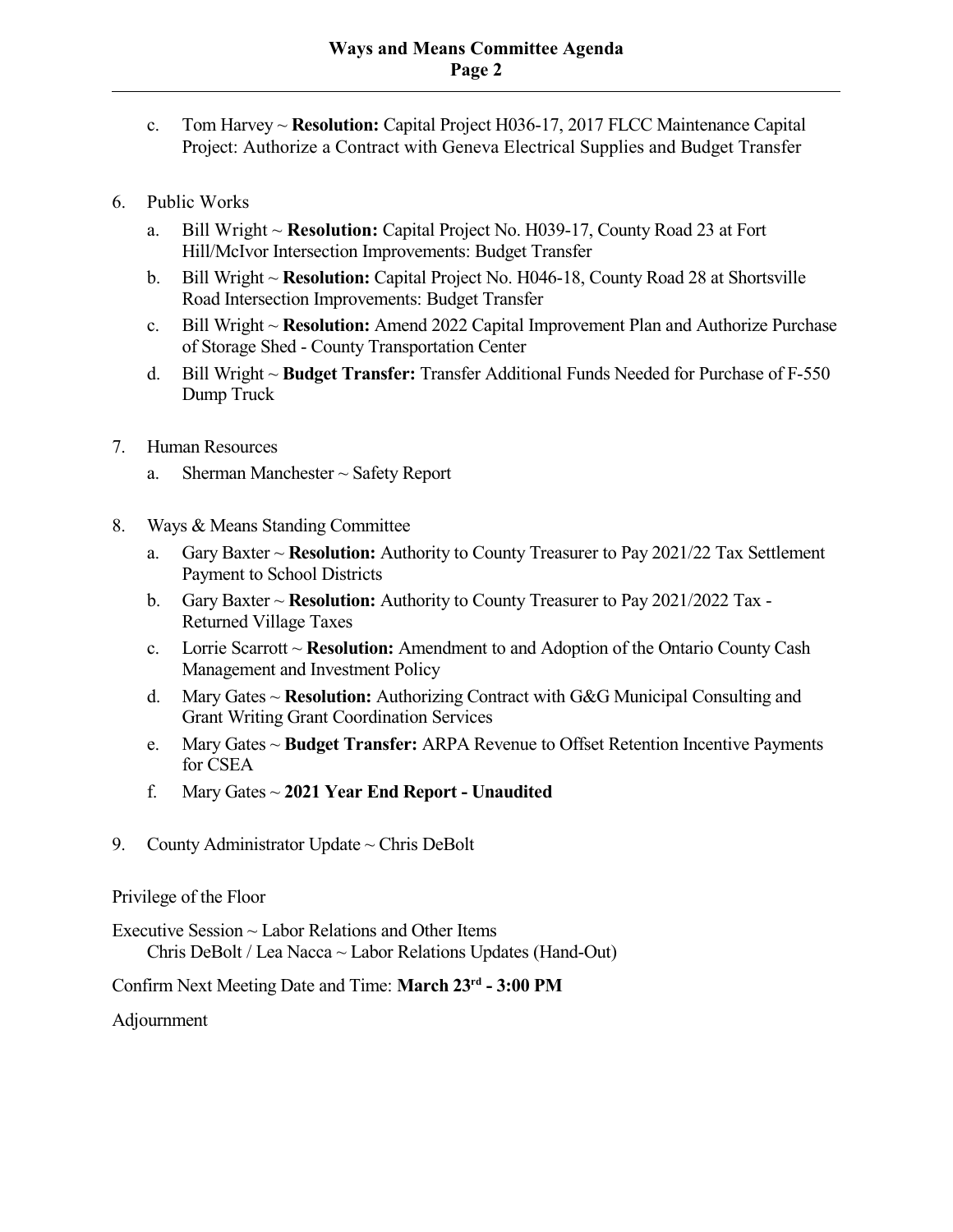c. Tom Harvey ~ **Resolution:** Capital Project H036-17, 2017 FLCC Maintenance Capital Project: Authorize a Contract with Geneva Electrical Supplies and Budget Transfer

6. Public Works
   a. Bill Wright ~ **Resolution:** Capital Project No. H039-17, County Road 23 at Fort Hill/McIvor Intersection Improvements: Budget Transfer
   b. Bill Wright ~ **Resolution:** Capital Project No. H046-18, County Road 28 at Shortsville Road Intersection Improvements: Budget Transfer
   c. Bill Wright ~ **Resolution:** Amend 2022 Capital Improvement Plan and Authorize Purchase of Storage Shed - County Transportation Center
   d. Bill Wright ~ **Budget Transfer:** Transfer Additional Funds Needed for Purchase of F-550 Dump Truck

7. Human Resources
   a. Sherman Manchester ~ Safety Report

8. Ways & Means Standing Committee
   a. Gary Baxter ~ **Resolution:** Authority to County Treasurer to Pay 2021/22 Tax Settlement Payment to School Districts
   b. Gary Baxter ~ **Resolution:** Authority to County Treasurer to Pay 2021/2022 Tax - Returned Village Taxes
   c. Lorrie Scarrott ~ **Resolution:** Amendment to and Adoption of the Ontario County Cash Management and Investment Policy
   d. Mary Gates ~ **Resolution:** Authorizing Contract with G&G Municipal Consulting and Grant Writing Grant Coordination Services
   e. Mary Gates ~ **Budget Transfer:** ARPA Revenue to Offset Retention Incentive Payments for CSEA
   f. Mary Gates ~ **2021 Year End Report - Unaudited**

9. County Administrator Update ~ Chris DeBolt

Privilege of the Floor

Executive Session ~ Labor Relations and Other Items
Chris DeBolt / Lea Nacca ~ Labor Relations Updates (Hand-Out)

Confirm Next Meeting Date and Time: **March 23rd - 3:00 PM**

Adjournment